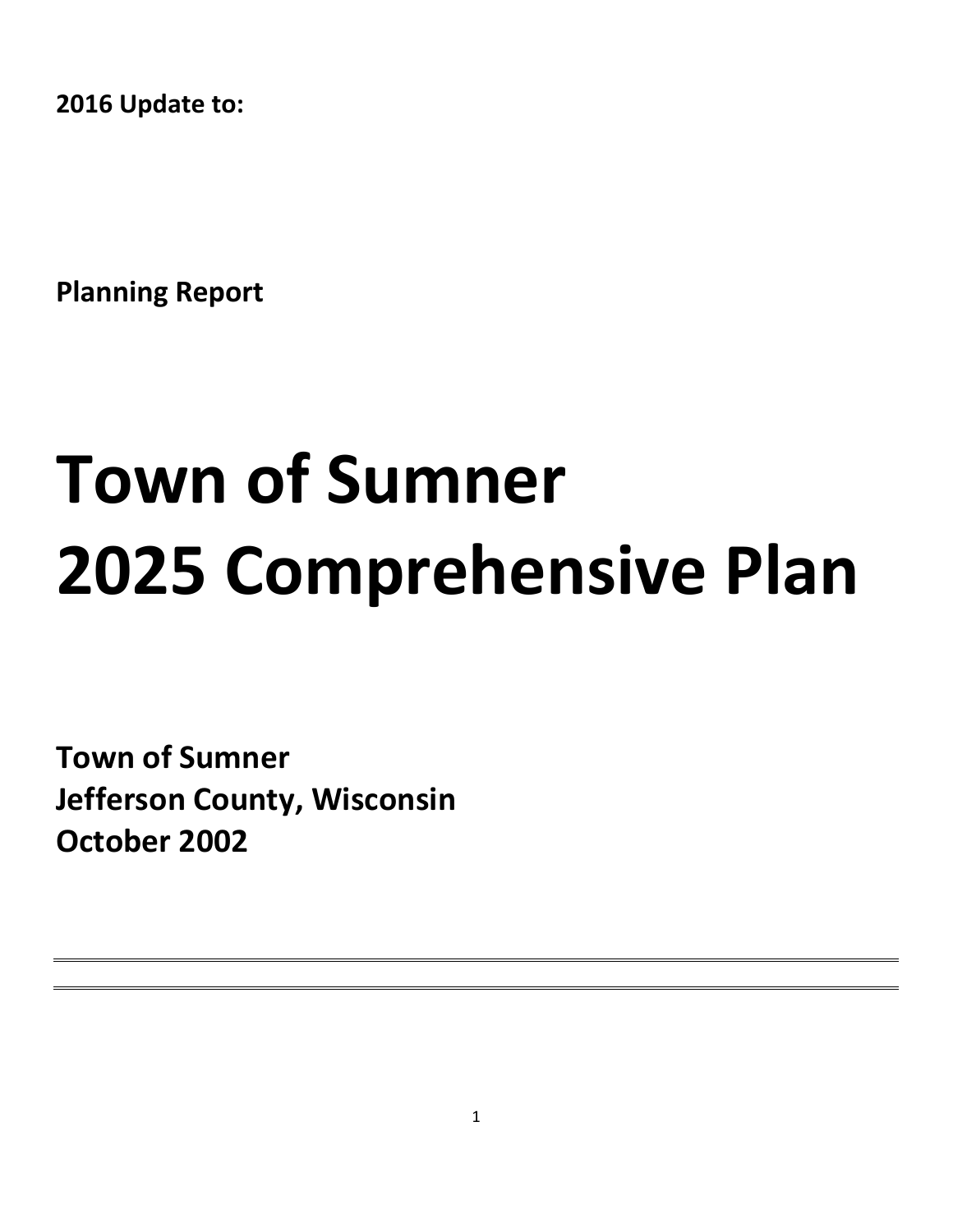**2016 Update to:**

**Planning Report**

# Town of Sumner 2025 Comprehensive Plan

**Town of Sumner**
**Jefferson County, Wisconsin**
**October 2002**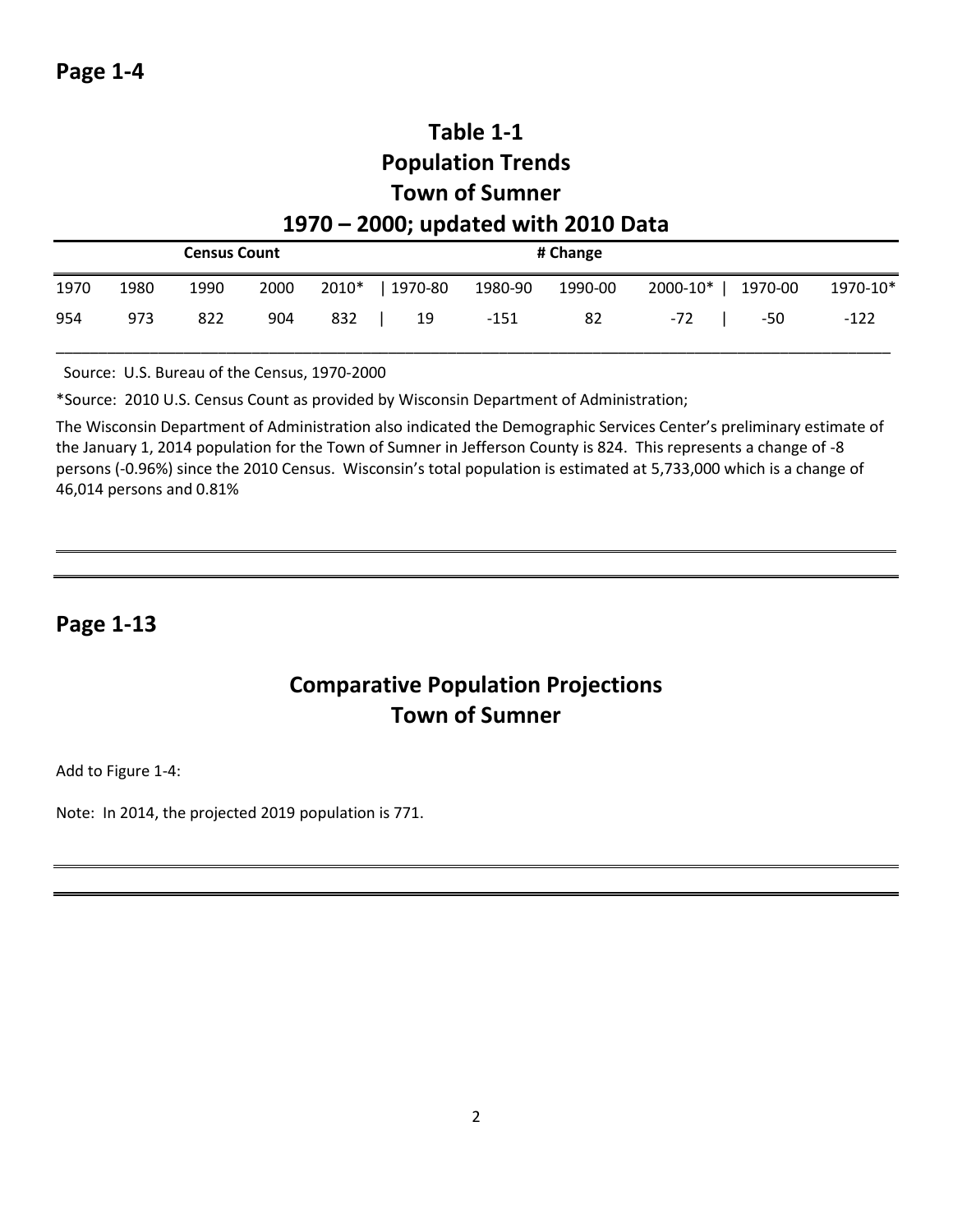## Page 1-4

### Table 1-1
### Population Trends
### Town of Sumner
### 1970 – 2000; updated with 2010 Data

| Census Count | | | | | # Change | | | | | |
|---|---|---|---|---|---|---|---|---|---|---|
| 1970 | 1980 | 1990 | 2000 | 2010* | 1970-80 | 1980-90 | 1990-00 | 2000-10* | 1970-00 | 1970-10* |
| 954 | 973 | 822 | 904 | 832 | 19 | -151 | 82 | -72 | -50 | -122 |

Source: U.S. Bureau of the Census, 1970-2000

*Source: 2010 U.S. Census Count as provided by Wisconsin Department of Administration;

The Wisconsin Department of Administration also indicated the Demographic Services Center's preliminary estimate of the January 1, 2014 population for the Town of Sumner in Jefferson County is 824. This represents a change of -8 persons (-0.96%) since the 2010 Census. Wisconsin's total population is estimated at 5,733,000 which is a change of 46,014 persons and 0.81%

---

## Page 1-13

### Comparative Population Projections
### Town of Sumner

Add to Figure 1-4:

Note: In 2014, the projected 2019 population is 771.

---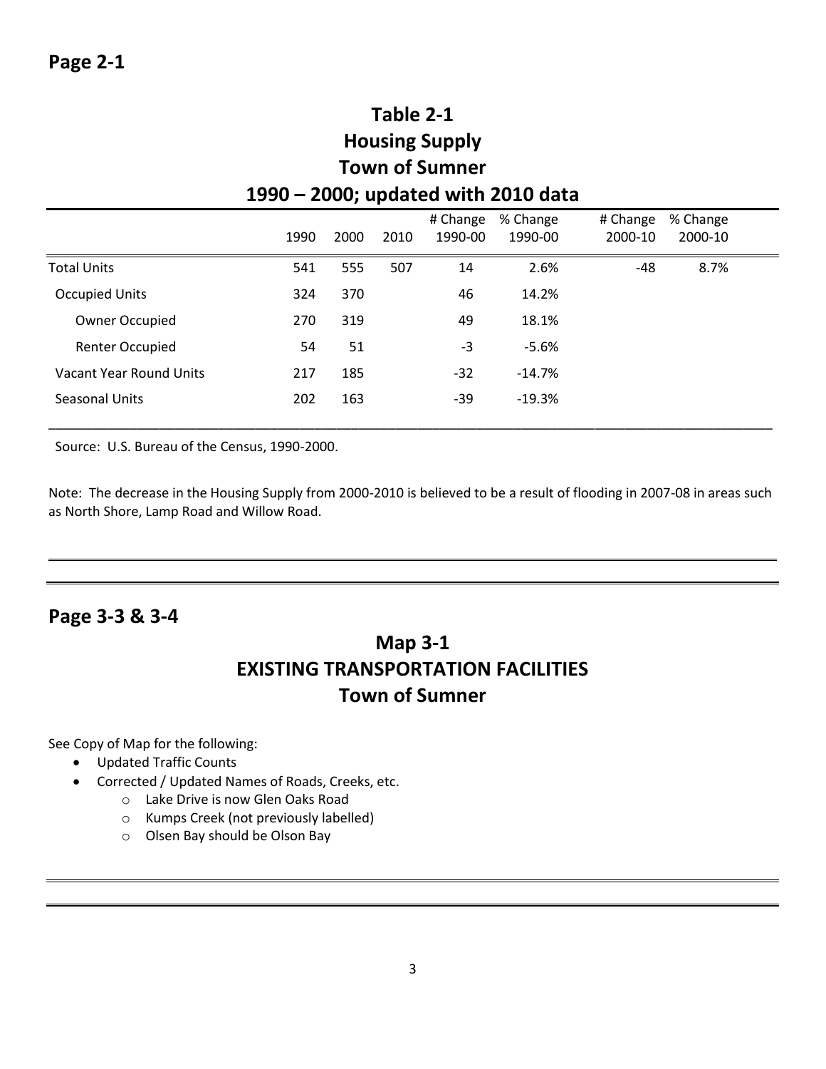## Page 2-1

### Table 2-1
### Housing Supply
### Town of Sumner
### 1990 – 2000; updated with 2010 data

| | 1990 | 2000 | 2010 | # Change 1990-00 | % Change 1990-00 | # Change 2000-10 | % Change 2000-10 |
|---|---|---|---|---|---|---|---|
| Total Units | 541 | 555 | 507 | 14 | 2.6% | -48 | 8.7% |
| Occupied Units | 324 | 370 | | 46 | 14.2% | | |
| Owner Occupied | 270 | 319 | | 49 | 18.1% | | |
| Renter Occupied | 54 | 51 | | -3 | -5.6% | | |
| Vacant Year Round Units | 217 | 185 | | -32 | -14.7% | | |
| Seasonal Units | 202 | 163 | | -39 | -19.3% | | |

Source: U.S. Bureau of the Census, 1990-2000.

Note: The decrease in the Housing Supply from 2000-2010 is believed to be a result of flooding in 2007-08 in areas such as North Shore, Lamp Road and Willow Road.

## Page 3-3 & 3-4

### Map 3-1
### EXISTING TRANSPORTATION FACILITIES
### Town of Sumner

See Copy of Map for the following:

- Updated Traffic Counts
- Corrected / Updated Names of Roads, Creeks, etc.
  - Lake Drive is now Glen Oaks Road
  - Kumps Creek (not previously labelled)
  - Olsen Bay should be Olson Bay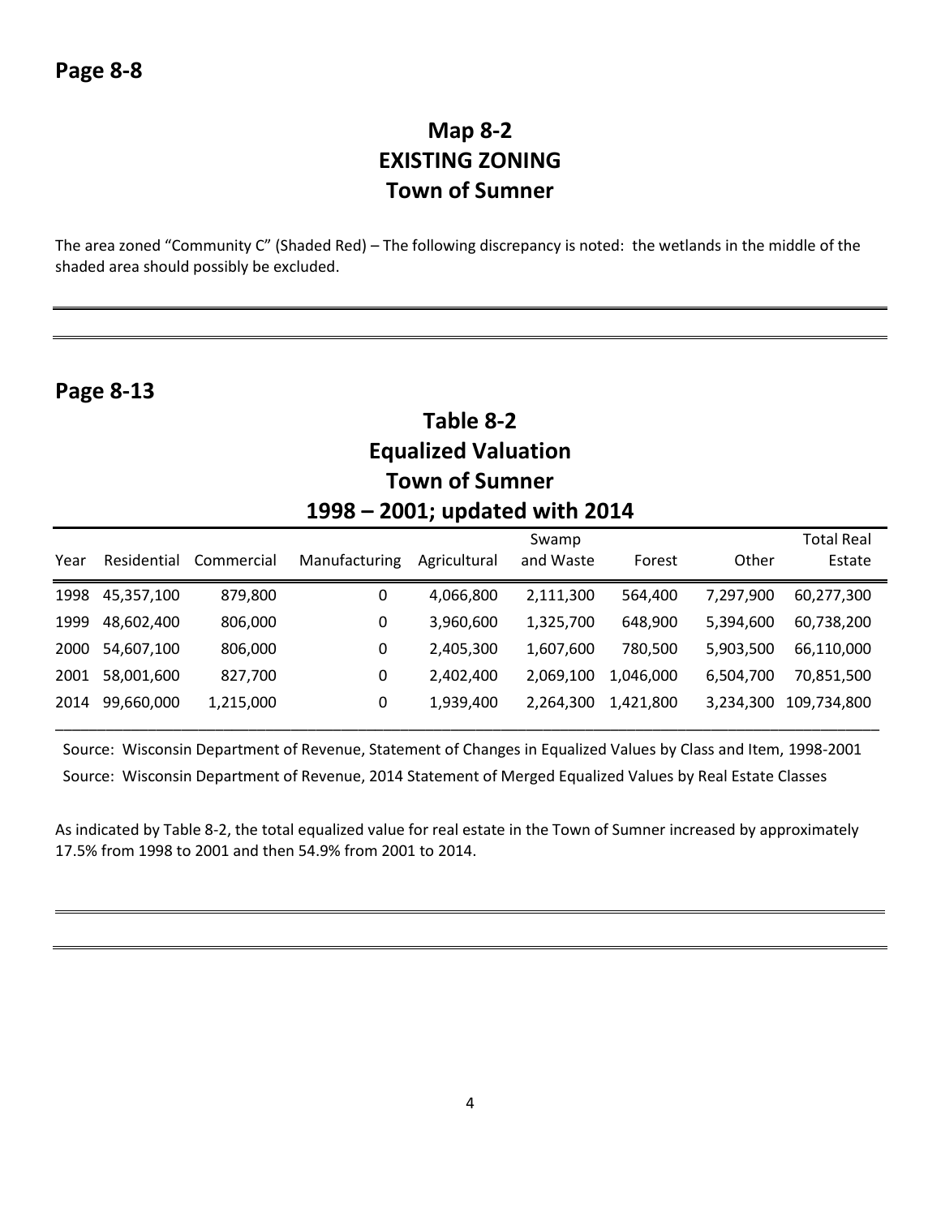## Page 8-8

### Map 8-2
### EXISTING ZONING
### Town of Sumner

The area zoned "Community C" (Shaded Red) – The following discrepancy is noted: the wetlands in the middle of the shaded area should possibly be excluded.

---

## Page 8-13

### Table 8-2
### Equalized Valuation
### Town of Sumner
### 1998 – 2001; updated with 2014

| Year | Residential | Commercial | Manufacturing | Agricultural | Swamp and Waste | Forest | Other | Total Real Estate |
|---|---|---|---|---|---|---|---|---|
| 1998 | 45,357,100 | 879,800 | 0 | 4,066,800 | 2,111,300 | 564,400 | 7,297,900 | 60,277,300 |
| 1999 | 48,602,400 | 806,000 | 0 | 3,960,600 | 1,325,700 | 648,900 | 5,394,600 | 60,738,200 |
| 2000 | 54,607,100 | 806,000 | 0 | 2,405,300 | 1,607,600 | 780,500 | 5,903,500 | 66,110,000 |
| 2001 | 58,001,600 | 827,700 | 0 | 2,402,400 | 2,069,100 | 1,046,000 | 6,504,700 | 70,851,500 |
| 2014 | 99,660,000 | 1,215,000 | 0 | 1,939,400 | 2,264,300 | 1,421,800 | 3,234,300 | 109,734,800 |

Source: Wisconsin Department of Revenue, Statement of Changes in Equalized Values by Class and Item, 1998-2001

Source: Wisconsin Department of Revenue, 2014 Statement of Merged Equalized Values by Real Estate Classes

As indicated by Table 8-2, the total equalized value for real estate in the Town of Sumner increased by approximately 17.5% from 1998 to 2001 and then 54.9% from 2001 to 2014.

---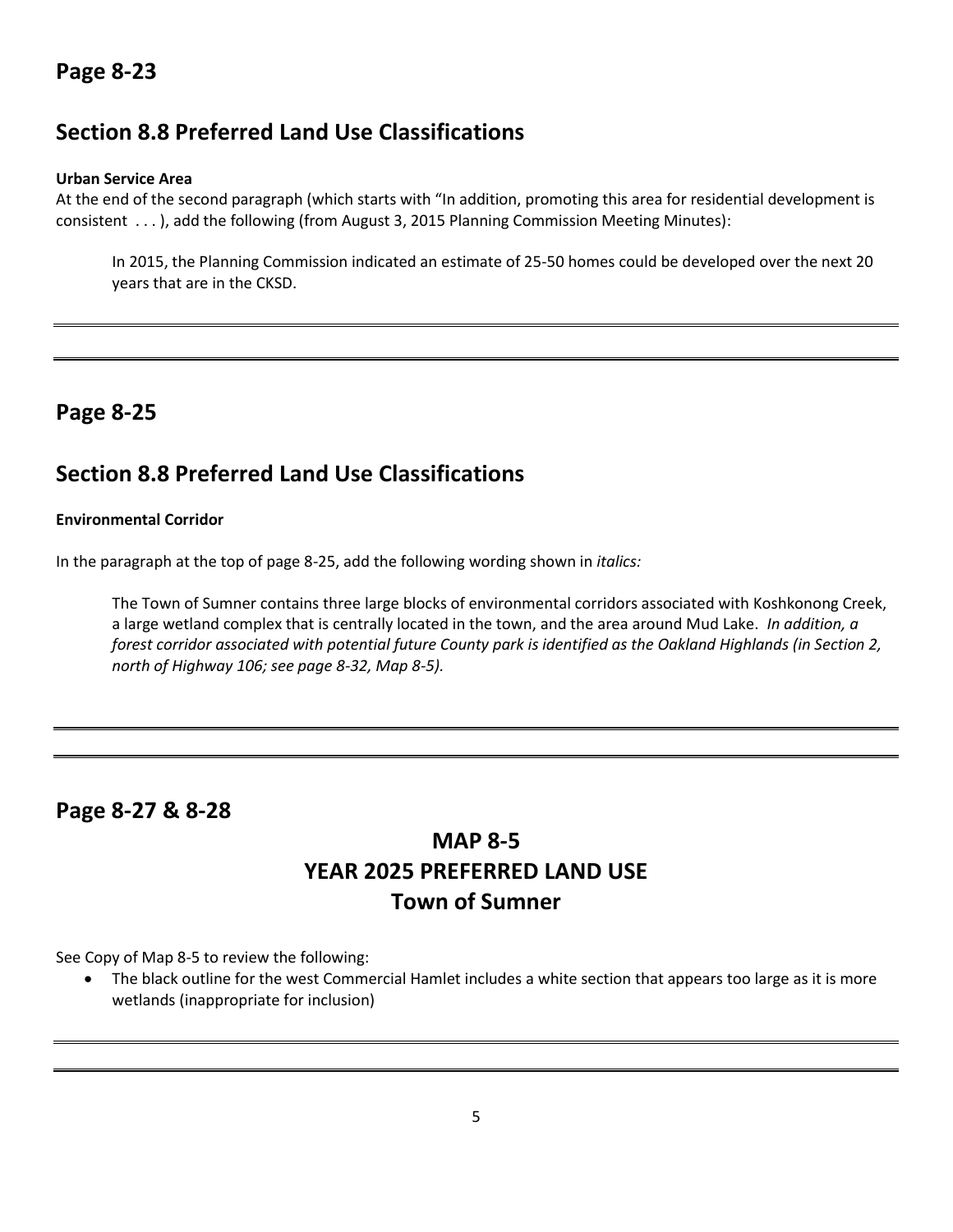## Page 8-23

## Section 8.8 Preferred Land Use Classifications

**Urban Service Area**

At the end of the second paragraph (which starts with "In addition, promoting this area for residential development is consistent . . . ), add the following (from August 3, 2015 Planning Commission Meeting Minutes):

> In 2015, the Planning Commission indicated an estimate of 25-50 homes could be developed over the next 20 years that are in the CKSD.

---

## Page 8-25

## Section 8.8 Preferred Land Use Classifications

**Environmental Corridor**

In the paragraph at the top of page 8-25, add the following wording shown in *italics:*

> The Town of Sumner contains three large blocks of environmental corridors associated with Koshkonong Creek, a large wetland complex that is centrally located in the town, and the area around Mud Lake. *In addition, a forest corridor associated with potential future County park is identified as the Oakland Highlands (in Section 2, north of Highway 106; see page 8-32, Map 8-5).*

---

## Page 8-27 & 8-28

**MAP 8-5**
**YEAR 2025 PREFERRED LAND USE**
**Town of Sumner**

See Copy of Map 8-5 to review the following:

- The black outline for the west Commercial Hamlet includes a white section that appears too large as it is more wetlands (inappropriate for inclusion)

---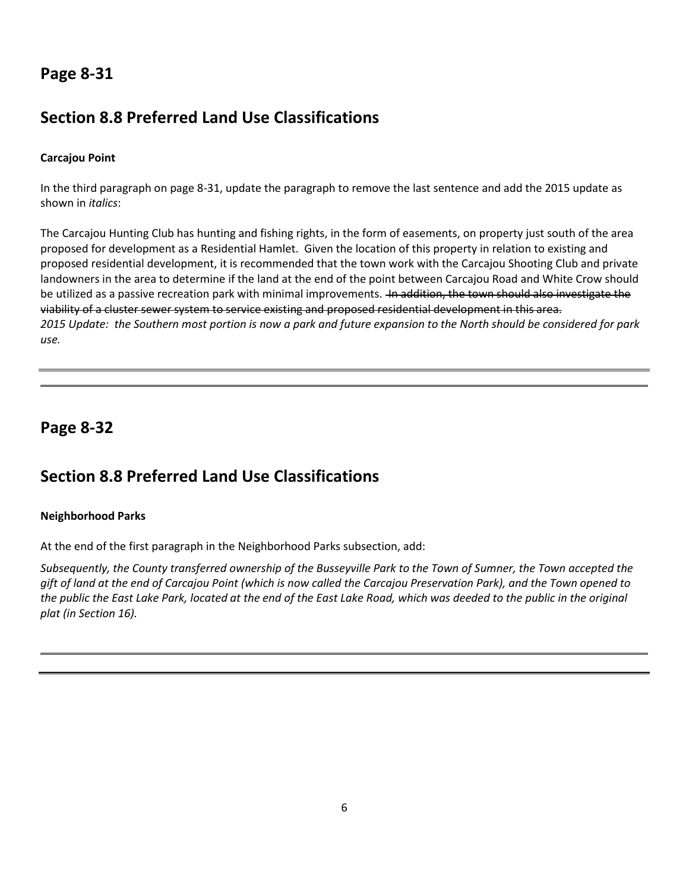## Page 8-31

## Section 8.8 Preferred Land Use Classifications

**Carcajou Point**

In the third paragraph on page 8-31, update the paragraph to remove the last sentence and add the 2015 update as shown in *italics*:

The Carcajou Hunting Club has hunting and fishing rights, in the form of easements, on property just south of the area proposed for development as a Residential Hamlet. Given the location of this property in relation to existing and proposed residential development, it is recommended that the town work with the Carcajou Shooting Club and private landowners in the area to determine if the land at the end of the point between Carcajou Road and White Crow should be utilized as a passive recreation park with minimal improvements. ~~In addition, the town should also investigate the viability of a cluster sewer system to service existing and proposed residential development in this area.~~
*2015 Update: the Southern most portion is now a park and future expansion to the North should be considered for park use.*

---

## Page 8-32

## Section 8.8 Preferred Land Use Classifications

**Neighborhood Parks**

At the end of the first paragraph in the Neighborhood Parks subsection, add:

*Subsequently, the County transferred ownership of the Busseyville Park to the Town of Sumner, the Town accepted the gift of land at the end of Carcajou Point (which is now called the Carcajou Preservation Park), and the Town opened to the public the East Lake Park, located at the end of the East Lake Road, which was deeded to the public in the original plat (in Section 16).*

---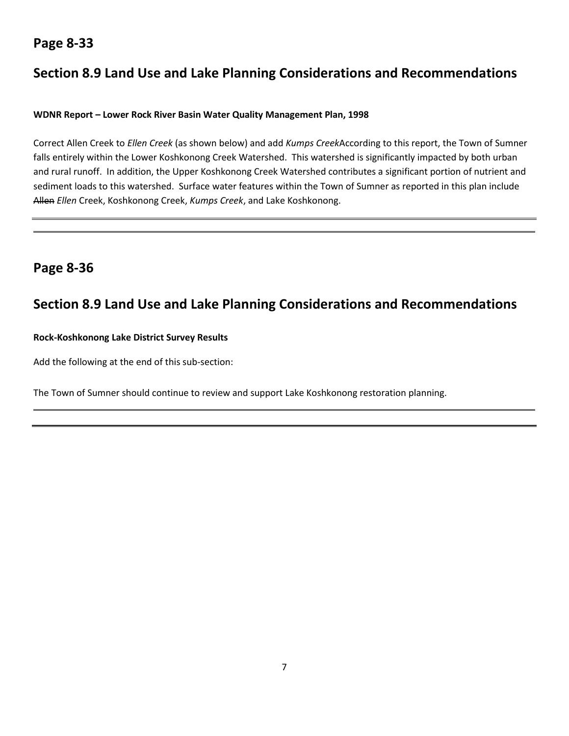## Page 8-33

## Section 8.9 Land Use and Lake Planning Considerations and Recommendations

**WDNR Report – Lower Rock River Basin Water Quality Management Plan, 1998**

Correct Allen Creek to *Ellen Creek* (as shown below) and add *Kumps Creek*According to this report, the Town of Sumner falls entirely within the Lower Koshkonong Creek Watershed. This watershed is significantly impacted by both urban and rural runoff. In addition, the Upper Koshkonong Creek Watershed contributes a significant portion of nutrient and sediment loads to this watershed. Surface water features within the Town of Sumner as reported in this plan include ~~Allen~~ *Ellen* Creek, Koshkonong Creek, *Kumps Creek*, and Lake Koshkonong.

---

## Page 8-36

## Section 8.9 Land Use and Lake Planning Considerations and Recommendations

**Rock-Koshkonong Lake District Survey Results**

Add the following at the end of this sub-section:

The Town of Sumner should continue to review and support Lake Koshkonong restoration planning.

---